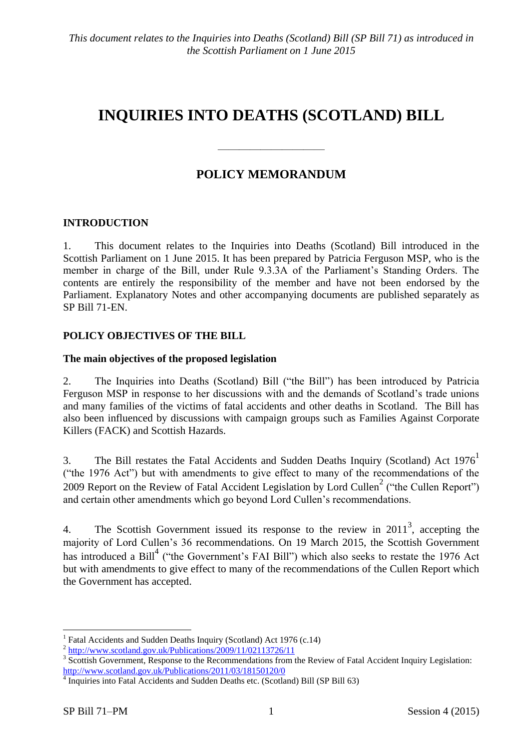*This document relates to the Inquiries into Deaths (Scotland) Bill (SP Bill 71) as introduced in the Scottish Parliament on 1 June 2015*

# INQUIRIES INTO DEATHS (SCOTLAND) BILL

---

## POLICY MEMORANDUM

### INTRODUCTION

1. This document relates to the Inquiries into Deaths (Scotland) Bill introduced in the Scottish Parliament on 1 June 2015. It has been prepared by Patricia Ferguson MSP, who is the member in charge of the Bill, under Rule 9.3.3A of the Parliament's Standing Orders. The contents are entirely the responsibility of the member and have not been endorsed by the Parliament. Explanatory Notes and other accompanying documents are published separately as SP Bill 71-EN.

### POLICY OBJECTIVES OF THE BILL

**The main objectives of the proposed legislation**

2. The Inquiries into Deaths (Scotland) Bill ("the Bill") has been introduced by Patricia Ferguson MSP in response to her discussions with and the demands of Scotland's trade unions and many families of the victims of fatal accidents and other deaths in Scotland. The Bill has also been influenced by discussions with campaign groups such as Families Against Corporate Killers (FACK) and Scottish Hazards.

3. The Bill restates the Fatal Accidents and Sudden Deaths Inquiry (Scotland) Act 1976[1] ("the 1976 Act") but with amendments to give effect to many of the recommendations of the 2009 Report on the Review of Fatal Accident Legislation by Lord Cullen[2] ("the Cullen Report") and certain other amendments which go beyond Lord Cullen's recommendations.

4. The Scottish Government issued its response to the review in 2011[3], accepting the majority of Lord Cullen's 36 recommendations. On 19 March 2015, the Scottish Government has introduced a Bill[4] ("the Government's FAI Bill") which also seeks to restate the 1976 Act but with amendments to give effect to many of the recommendations of the Cullen Report which the Government has accepted.

---

[1] Fatal Accidents and Sudden Deaths Inquiry (Scotland) Act 1976 (c.14)

[2] http://www.scotland.gov.uk/Publications/2009/11/02113726/11

[3] Scottish Government, Response to the Recommendations from the Review of Fatal Accident Inquiry Legislation: http://www.scotland.gov.uk/Publications/2011/03/18150120/0

[4] Inquiries into Fatal Accidents and Sudden Deaths etc. (Scotland) Bill (SP Bill 63)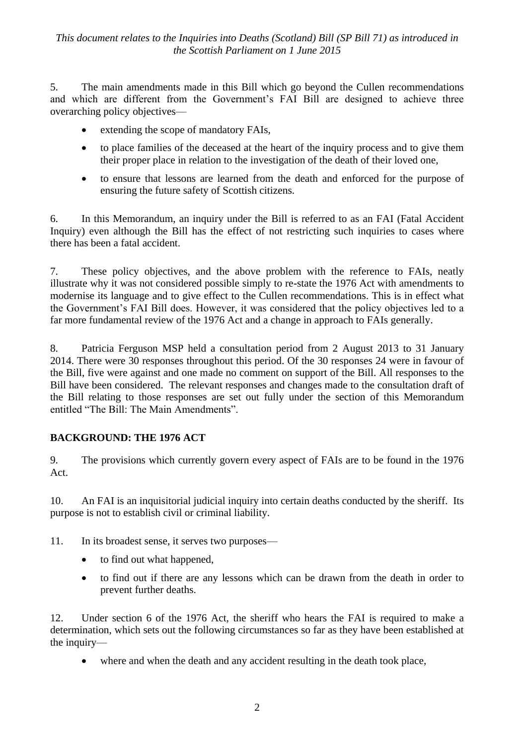5. The main amendments made in this Bill which go beyond the Cullen recommendations and which are different from the Government's FAI Bill are designed to achieve three overarching policy objectives—

- extending the scope of mandatory FAIs,
- to place families of the deceased at the heart of the inquiry process and to give them their proper place in relation to the investigation of the death of their loved one,
- to ensure that lessons are learned from the death and enforced for the purpose of ensuring the future safety of Scottish citizens.

6. In this Memorandum, an inquiry under the Bill is referred to as an FAI (Fatal Accident Inquiry) even although the Bill has the effect of not restricting such inquiries to cases where there has been a fatal accident.

7. These policy objectives, and the above problem with the reference to FAIs, neatly illustrate why it was not considered possible simply to re-state the 1976 Act with amendments to modernise its language and to give effect to the Cullen recommendations. This is in effect what the Government's FAI Bill does. However, it was considered that the policy objectives led to a far more fundamental review of the 1976 Act and a change in approach to FAIs generally.

8. Patricia Ferguson MSP held a consultation period from 2 August 2013 to 31 January 2014. There were 30 responses throughout this period. Of the 30 responses 24 were in favour of the Bill, five were against and one made no comment on support of the Bill. All responses to the Bill have been considered. The relevant responses and changes made to the consultation draft of the Bill relating to those responses are set out fully under the section of this Memorandum entitled "The Bill: The Main Amendments".

## BACKGROUND: THE 1976 ACT

9. The provisions which currently govern every aspect of FAIs are to be found in the 1976 Act.

10. An FAI is an inquisitorial judicial inquiry into certain deaths conducted by the sheriff. Its purpose is not to establish civil or criminal liability.

11. In its broadest sense, it serves two purposes—

- to find out what happened,
- to find out if there are any lessons which can be drawn from the death in order to prevent further deaths.

12. Under section 6 of the 1976 Act, the sheriff who hears the FAI is required to make a determination, which sets out the following circumstances so far as they have been established at the inquiry—

- where and when the death and any accident resulting in the death took place,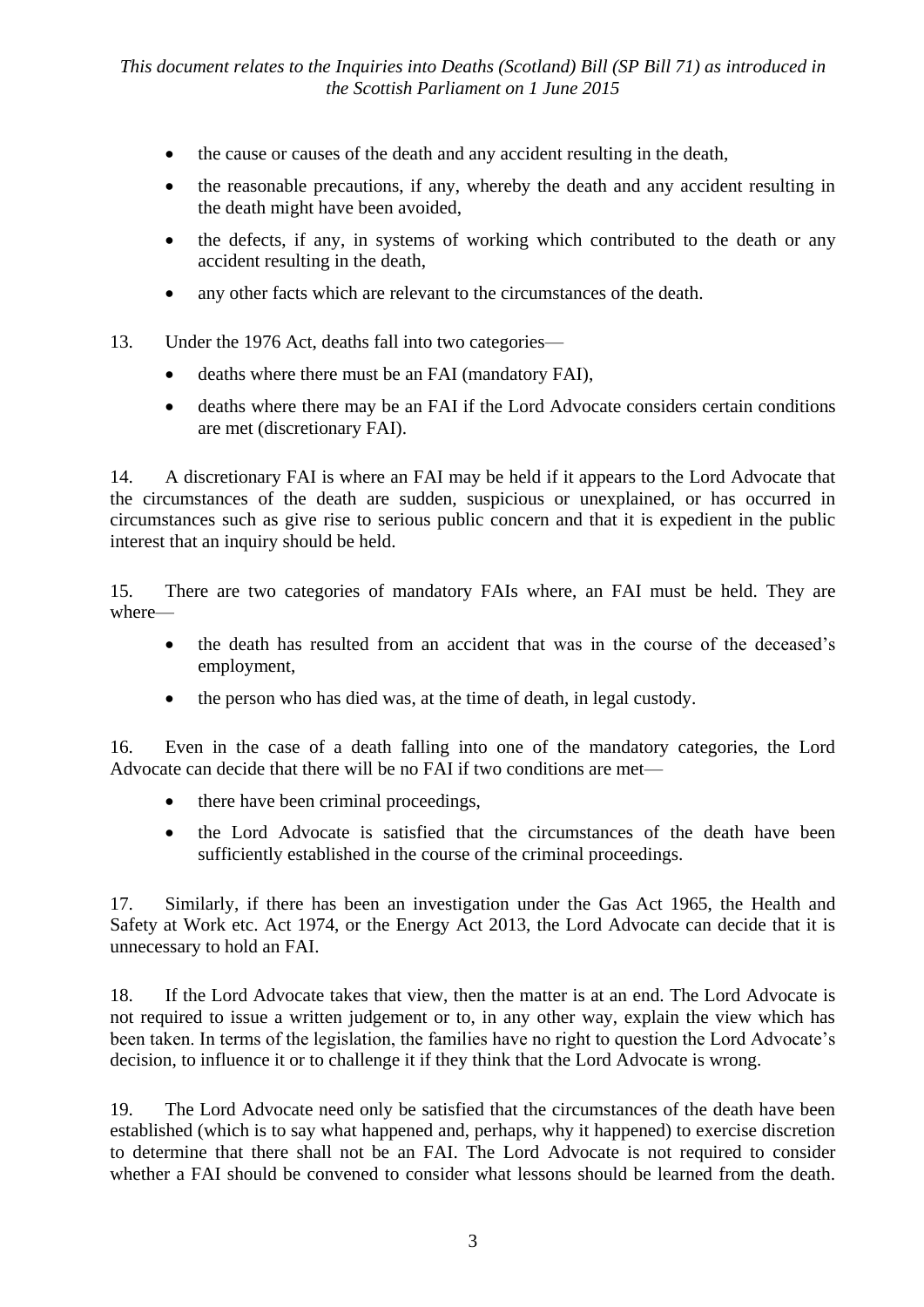- the cause or causes of the death and any accident resulting in the death,
- the reasonable precautions, if any, whereby the death and any accident resulting in the death might have been avoided,
- the defects, if any, in systems of working which contributed to the death or any accident resulting in the death,
- any other facts which are relevant to the circumstances of the death.

13. Under the 1976 Act, deaths fall into two categories—

- deaths where there must be an FAI (mandatory FAI),
- deaths where there may be an FAI if the Lord Advocate considers certain conditions are met (discretionary FAI).

14. A discretionary FAI is where an FAI may be held if it appears to the Lord Advocate that the circumstances of the death are sudden, suspicious or unexplained, or has occurred in circumstances such as give rise to serious public concern and that it is expedient in the public interest that an inquiry should be held.

15. There are two categories of mandatory FAIs where, an FAI must be held. They are where—

- the death has resulted from an accident that was in the course of the deceased's employment,
- the person who has died was, at the time of death, in legal custody.

16. Even in the case of a death falling into one of the mandatory categories, the Lord Advocate can decide that there will be no FAI if two conditions are met—

- there have been criminal proceedings,
- the Lord Advocate is satisfied that the circumstances of the death have been sufficiently established in the course of the criminal proceedings.

17. Similarly, if there has been an investigation under the Gas Act 1965, the Health and Safety at Work etc. Act 1974, or the Energy Act 2013, the Lord Advocate can decide that it is unnecessary to hold an FAI.

18. If the Lord Advocate takes that view, then the matter is at an end. The Lord Advocate is not required to issue a written judgement or to, in any other way, explain the view which has been taken. In terms of the legislation, the families have no right to question the Lord Advocate's decision, to influence it or to challenge it if they think that the Lord Advocate is wrong.

19. The Lord Advocate need only be satisfied that the circumstances of the death have been established (which is to say what happened and, perhaps, why it happened) to exercise discretion to determine that there shall not be an FAI. The Lord Advocate is not required to consider whether a FAI should be convened to consider what lessons should be learned from the death.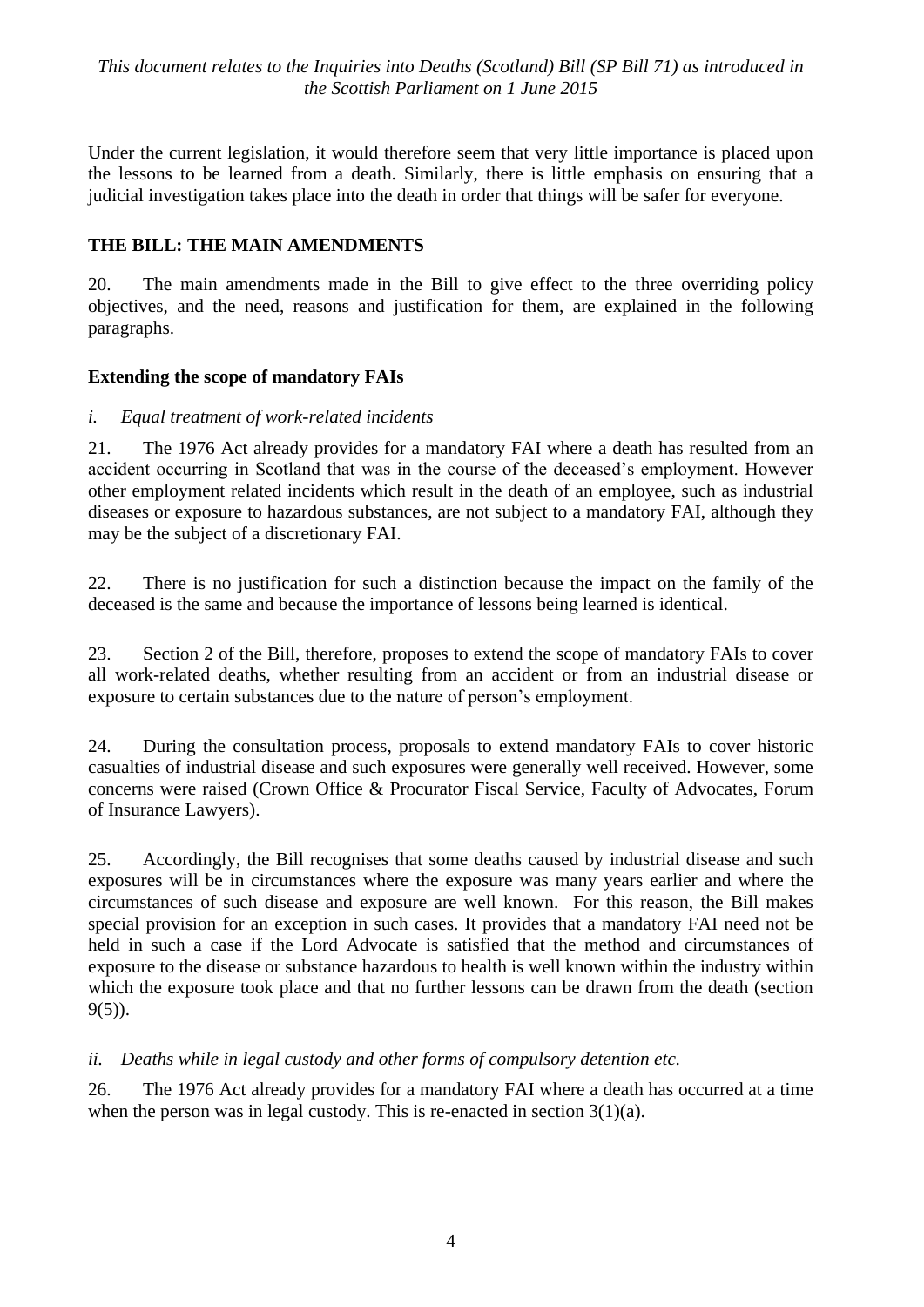Under the current legislation, it would therefore seem that very little importance is placed upon the lessons to be learned from a death. Similarly, there is little emphasis on ensuring that a judicial investigation takes place into the death in order that things will be safer for everyone.

## THE BILL: THE MAIN AMENDMENTS

20. The main amendments made in the Bill to give effect to the three overriding policy objectives, and the need, reasons and justification for them, are explained in the following paragraphs.

### Extending the scope of mandatory FAIs

*i. Equal treatment of work-related incidents*

21. The 1976 Act already provides for a mandatory FAI where a death has resulted from an accident occurring in Scotland that was in the course of the deceased's employment. However other employment related incidents which result in the death of an employee, such as industrial diseases or exposure to hazardous substances, are not subject to a mandatory FAI, although they may be the subject of a discretionary FAI.

22. There is no justification for such a distinction because the impact on the family of the deceased is the same and because the importance of lessons being learned is identical.

23. Section 2 of the Bill, therefore, proposes to extend the scope of mandatory FAIs to cover all work-related deaths, whether resulting from an accident or from an industrial disease or exposure to certain substances due to the nature of person's employment.

24. During the consultation process, proposals to extend mandatory FAIs to cover historic casualties of industrial disease and such exposures were generally well received. However, some concerns were raised (Crown Office & Procurator Fiscal Service, Faculty of Advocates, Forum of Insurance Lawyers).

25. Accordingly, the Bill recognises that some deaths caused by industrial disease and such exposures will be in circumstances where the exposure was many years earlier and where the circumstances of such disease and exposure are well known. For this reason, the Bill makes special provision for an exception in such cases. It provides that a mandatory FAI need not be held in such a case if the Lord Advocate is satisfied that the method and circumstances of exposure to the disease or substance hazardous to health is well known within the industry within which the exposure took place and that no further lessons can be drawn from the death (section 9(5)).

*ii. Deaths while in legal custody and other forms of compulsory detention etc.*

26. The 1976 Act already provides for a mandatory FAI where a death has occurred at a time when the person was in legal custody. This is re-enacted in section 3(1)(a).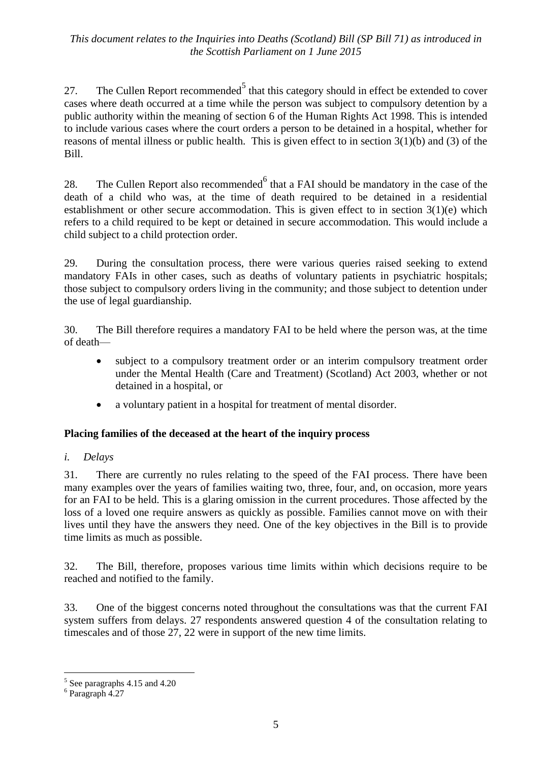27. The Cullen Report recommended[5] that this category should in effect be extended to cover cases where death occurred at a time while the person was subject to compulsory detention by a public authority within the meaning of section 6 of the Human Rights Act 1998. This is intended to include various cases where the court orders a person to be detained in a hospital, whether for reasons of mental illness or public health. This is given effect to in section 3(1)(b) and (3) of the Bill.

28. The Cullen Report also recommended[6] that a FAI should be mandatory in the case of the death of a child who was, at the time of death required to be detained in a residential establishment or other secure accommodation. This is given effect to in section 3(1)(e) which refers to a child required to be kept or detained in secure accommodation. This would include a child subject to a child protection order.

29. During the consultation process, there were various queries raised seeking to extend mandatory FAIs in other cases, such as deaths of voluntary patients in psychiatric hospitals; those subject to compulsory orders living in the community; and those subject to detention under the use of legal guardianship.

30. The Bill therefore requires a mandatory FAI to be held where the person was, at the time of death—

- subject to a compulsory treatment order or an interim compulsory treatment order under the Mental Health (Care and Treatment) (Scotland) Act 2003, whether or not detained in a hospital, or
- a voluntary patient in a hospital for treatment of mental disorder.

**Placing families of the deceased at the heart of the inquiry process**

*i. Delays*

31. There are currently no rules relating to the speed of the FAI process. There have been many examples over the years of families waiting two, three, four, and, on occasion, more years for an FAI to be held. This is a glaring omission in the current procedures. Those affected by the loss of a loved one require answers as quickly as possible. Families cannot move on with their lives until they have the answers they need. One of the key objectives in the Bill is to provide time limits as much as possible.

32. The Bill, therefore, proposes various time limits within which decisions require to be reached and notified to the family.

33. One of the biggest concerns noted throughout the consultations was that the current FAI system suffers from delays. 27 respondents answered question 4 of the consultation relating to timescales and of those 27, 22 were in support of the new time limits.

[5] See paragraphs 4.15 and 4.20

[6] Paragraph 4.27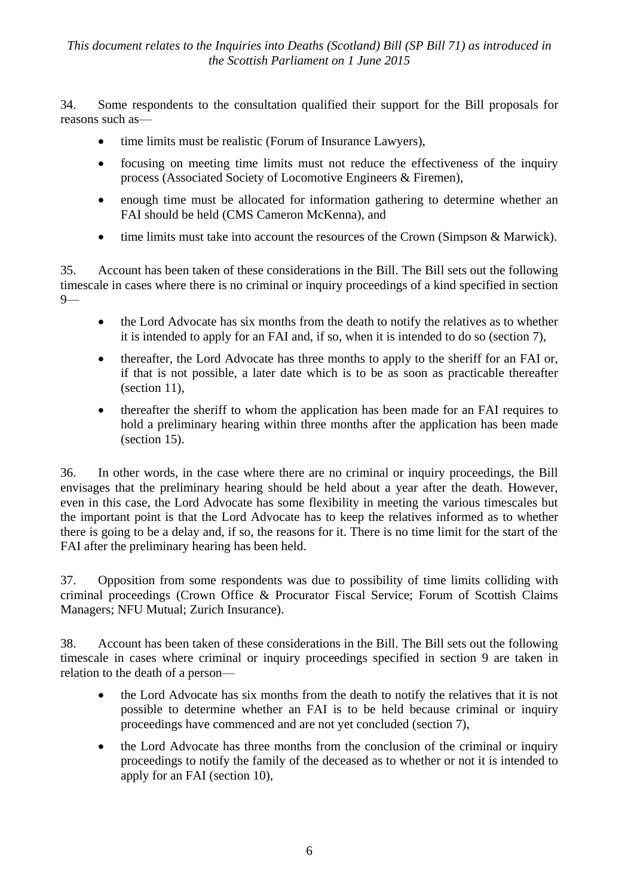34. Some respondents to the consultation qualified their support for the Bill proposals for reasons such as—

- time limits must be realistic (Forum of Insurance Lawyers),
- focusing on meeting time limits must not reduce the effectiveness of the inquiry process (Associated Society of Locomotive Engineers & Firemen),
- enough time must be allocated for information gathering to determine whether an FAI should be held (CMS Cameron McKenna), and
- time limits must take into account the resources of the Crown (Simpson & Marwick).

35. Account has been taken of these considerations in the Bill. The Bill sets out the following timescale in cases where there is no criminal or inquiry proceedings of a kind specified in section 9—

- the Lord Advocate has six months from the death to notify the relatives as to whether it is intended to apply for an FAI and, if so, when it is intended to do so (section 7),
- thereafter, the Lord Advocate has three months to apply to the sheriff for an FAI or, if that is not possible, a later date which is to be as soon as practicable thereafter (section 11),
- thereafter the sheriff to whom the application has been made for an FAI requires to hold a preliminary hearing within three months after the application has been made (section 15).

36. In other words, in the case where there are no criminal or inquiry proceedings, the Bill envisages that the preliminary hearing should be held about a year after the death. However, even in this case, the Lord Advocate has some flexibility in meeting the various timescales but the important point is that the Lord Advocate has to keep the relatives informed as to whether there is going to be a delay and, if so, the reasons for it. There is no time limit for the start of the FAI after the preliminary hearing has been held.

37. Opposition from some respondents was due to possibility of time limits colliding with criminal proceedings (Crown Office & Procurator Fiscal Service; Forum of Scottish Claims Managers; NFU Mutual; Zurich Insurance).

38. Account has been taken of these considerations in the Bill. The Bill sets out the following timescale in cases where criminal or inquiry proceedings specified in section 9 are taken in relation to the death of a person—

- the Lord Advocate has six months from the death to notify the relatives that it is not possible to determine whether an FAI is to be held because criminal or inquiry proceedings have commenced and are not yet concluded (section 7),
- the Lord Advocate has three months from the conclusion of the criminal or inquiry proceedings to notify the family of the deceased as to whether or not it is intended to apply for an FAI (section 10),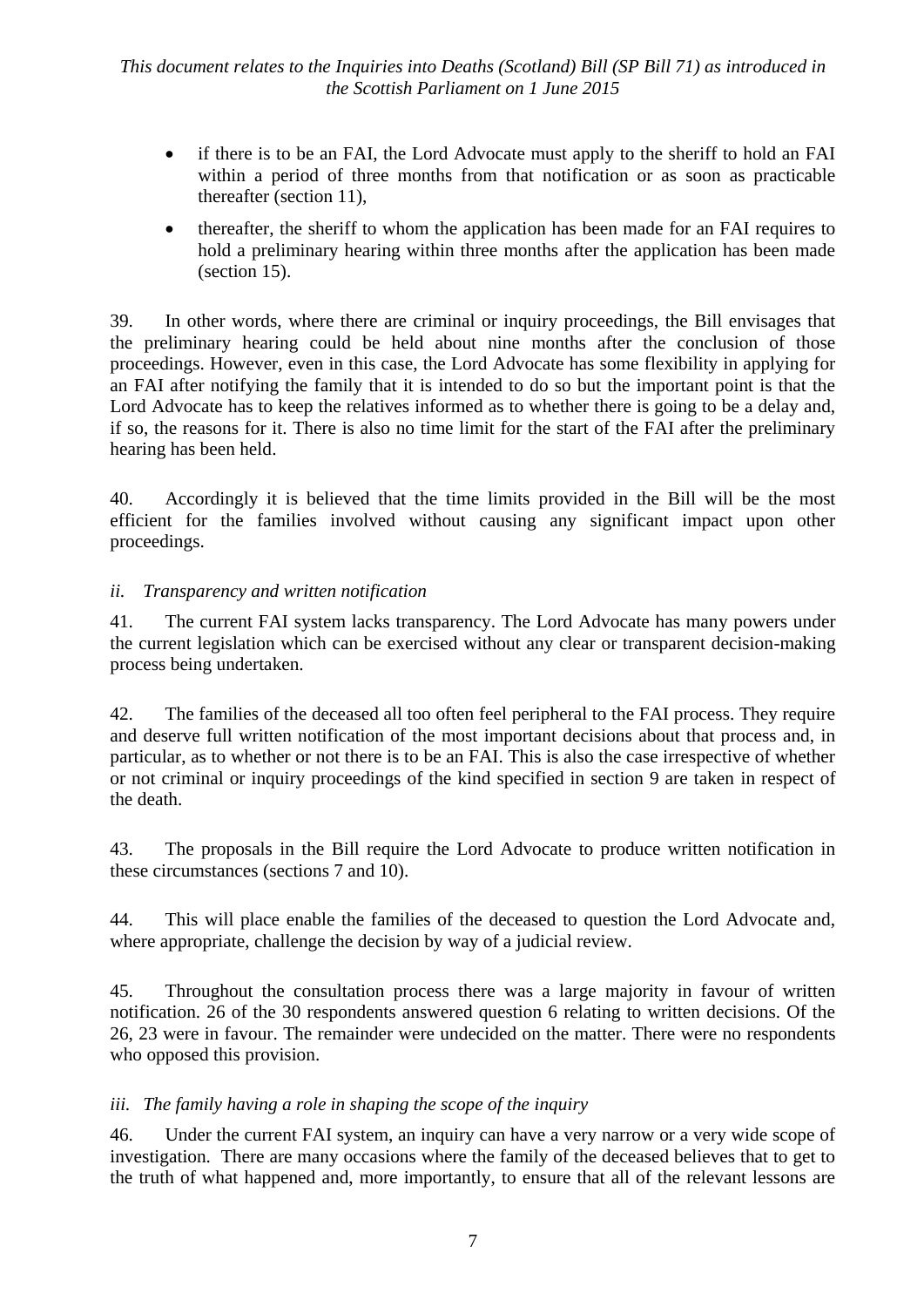- if there is to be an FAI, the Lord Advocate must apply to the sheriff to hold an FAI within a period of three months from that notification or as soon as practicable thereafter (section 11),
- thereafter, the sheriff to whom the application has been made for an FAI requires to hold a preliminary hearing within three months after the application has been made (section 15).

39. In other words, where there are criminal or inquiry proceedings, the Bill envisages that the preliminary hearing could be held about nine months after the conclusion of those proceedings. However, even in this case, the Lord Advocate has some flexibility in applying for an FAI after notifying the family that it is intended to do so but the important point is that the Lord Advocate has to keep the relatives informed as to whether there is going to be a delay and, if so, the reasons for it. There is also no time limit for the start of the FAI after the preliminary hearing has been held.

40. Accordingly it is believed that the time limits provided in the Bill will be the most efficient for the families involved without causing any significant impact upon other proceedings.

*ii. Transparency and written notification*

41. The current FAI system lacks transparency. The Lord Advocate has many powers under the current legislation which can be exercised without any clear or transparent decision-making process being undertaken.

42. The families of the deceased all too often feel peripheral to the FAI process. They require and deserve full written notification of the most important decisions about that process and, in particular, as to whether or not there is to be an FAI. This is also the case irrespective of whether or not criminal or inquiry proceedings of the kind specified in section 9 are taken in respect of the death.

43. The proposals in the Bill require the Lord Advocate to produce written notification in these circumstances (sections 7 and 10).

44. This will place enable the families of the deceased to question the Lord Advocate and, where appropriate, challenge the decision by way of a judicial review.

45. Throughout the consultation process there was a large majority in favour of written notification. 26 of the 30 respondents answered question 6 relating to written decisions. Of the 26, 23 were in favour. The remainder were undecided on the matter. There were no respondents who opposed this provision.

*iii. The family having a role in shaping the scope of the inquiry*

46. Under the current FAI system, an inquiry can have a very narrow or a very wide scope of investigation. There are many occasions where the family of the deceased believes that to get to the truth of what happened and, more importantly, to ensure that all of the relevant lessons are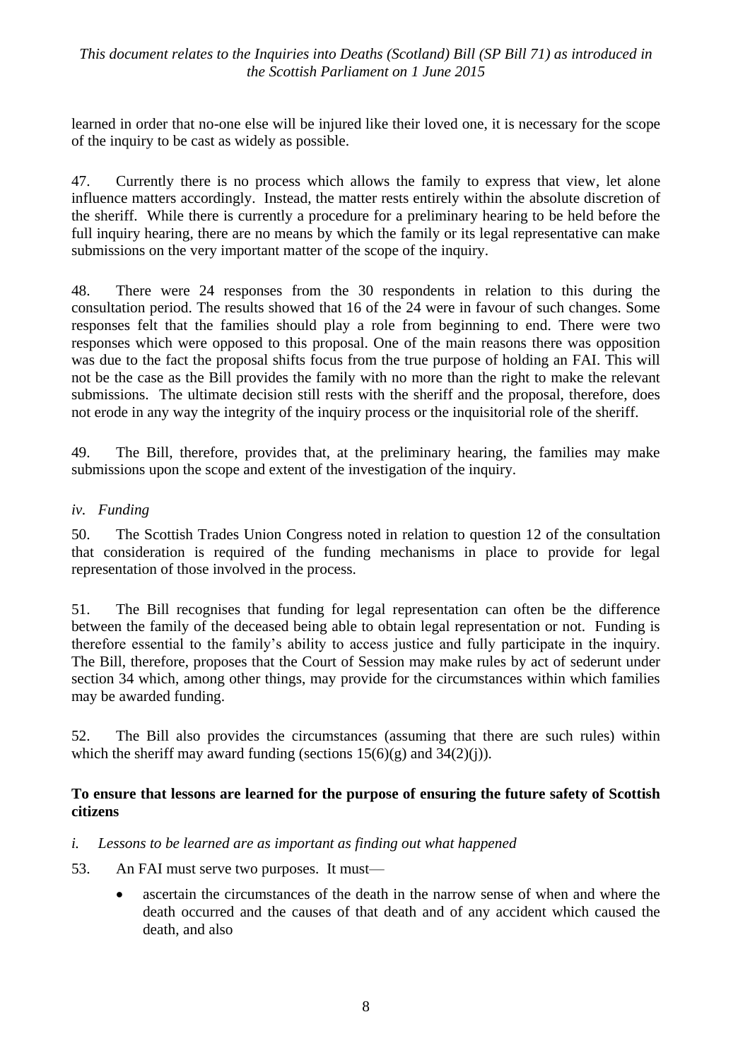learned in order that no-one else will be injured like their loved one, it is necessary for the scope of the inquiry to be cast as widely as possible.

47. Currently there is no process which allows the family to express that view, let alone influence matters accordingly. Instead, the matter rests entirely within the absolute discretion of the sheriff. While there is currently a procedure for a preliminary hearing to be held before the full inquiry hearing, there are no means by which the family or its legal representative can make submissions on the very important matter of the scope of the inquiry.

48. There were 24 responses from the 30 respondents in relation to this during the consultation period. The results showed that 16 of the 24 were in favour of such changes. Some responses felt that the families should play a role from beginning to end. There were two responses which were opposed to this proposal. One of the main reasons there was opposition was due to the fact the proposal shifts focus from the true purpose of holding an FAI. This will not be the case as the Bill provides the family with no more than the right to make the relevant submissions. The ultimate decision still rests with the sheriff and the proposal, therefore, does not erode in any way the integrity of the inquiry process or the inquisitorial role of the sheriff.

49. The Bill, therefore, provides that, at the preliminary hearing, the families may make submissions upon the scope and extent of the investigation of the inquiry.

*iv. Funding*

50. The Scottish Trades Union Congress noted in relation to question 12 of the consultation that consideration is required of the funding mechanisms in place to provide for legal representation of those involved in the process.

51. The Bill recognises that funding for legal representation can often be the difference between the family of the deceased being able to obtain legal representation or not. Funding is therefore essential to the family's ability to access justice and fully participate in the inquiry. The Bill, therefore, proposes that the Court of Session may make rules by act of sederunt under section 34 which, among other things, may provide for the circumstances within which families may be awarded funding.

52. The Bill also provides the circumstances (assuming that there are such rules) within which the sheriff may award funding (sections 15(6)(g) and 34(2)(j)).

**To ensure that lessons are learned for the purpose of ensuring the future safety of Scottish citizens**

*i. Lessons to be learned are as important as finding out what happened*

53. An FAI must serve two purposes. It must—

- ascertain the circumstances of the death in the narrow sense of when and where the death occurred and the causes of that death and of any accident which caused the death, and also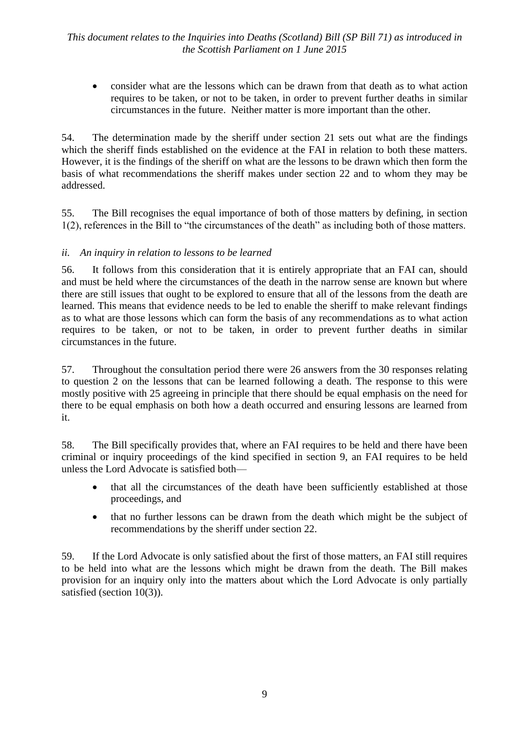- consider what are the lessons which can be drawn from that death as to what action requires to be taken, or not to be taken, in order to prevent further deaths in similar circumstances in the future. Neither matter is more important than the other.

54. The determination made by the sheriff under section 21 sets out what are the findings which the sheriff finds established on the evidence at the FAI in relation to both these matters. However, it is the findings of the sheriff on what are the lessons to be drawn which then form the basis of what recommendations the sheriff makes under section 22 and to whom they may be addressed.

55. The Bill recognises the equal importance of both of those matters by defining, in section 1(2), references in the Bill to "the circumstances of the death" as including both of those matters.

### *ii. An inquiry in relation to lessons to be learned*

56. It follows from this consideration that it is entirely appropriate that an FAI can, should and must be held where the circumstances of the death in the narrow sense are known but where there are still issues that ought to be explored to ensure that all of the lessons from the death are learned. This means that evidence needs to be led to enable the sheriff to make relevant findings as to what are those lessons which can form the basis of any recommendations as to what action requires to be taken, or not to be taken, in order to prevent further deaths in similar circumstances in the future.

57. Throughout the consultation period there were 26 answers from the 30 responses relating to question 2 on the lessons that can be learned following a death. The response to this were mostly positive with 25 agreeing in principle that there should be equal emphasis on the need for there to be equal emphasis on both how a death occurred and ensuring lessons are learned from it.

58. The Bill specifically provides that, where an FAI requires to be held and there have been criminal or inquiry proceedings of the kind specified in section 9, an FAI requires to be held unless the Lord Advocate is satisfied both—

- that all the circumstances of the death have been sufficiently established at those proceedings, and
- that no further lessons can be drawn from the death which might be the subject of recommendations by the sheriff under section 22.

59. If the Lord Advocate is only satisfied about the first of those matters, an FAI still requires to be held into what are the lessons which might be drawn from the death. The Bill makes provision for an inquiry only into the matters about which the Lord Advocate is only partially satisfied (section 10(3)).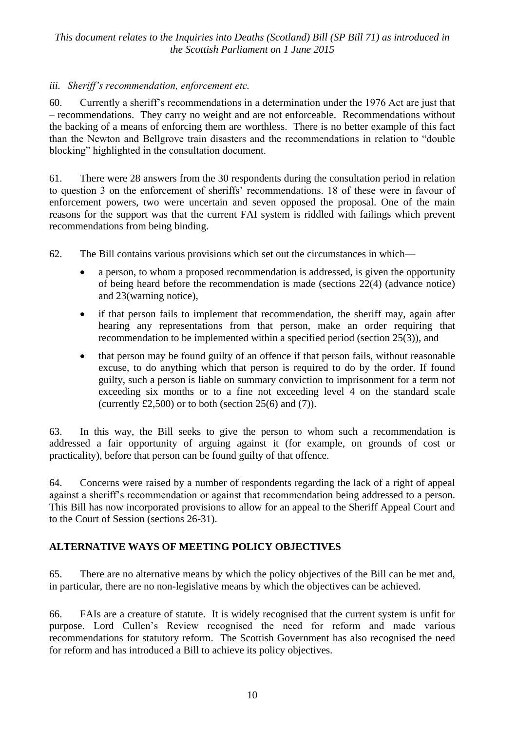*iii. Sheriff's recommendation, enforcement etc.*

60. Currently a sheriff's recommendations in a determination under the 1976 Act are just that – recommendations. They carry no weight and are not enforceable. Recommendations without the backing of a means of enforcing them are worthless. There is no better example of this fact than the Newton and Bellgrove train disasters and the recommendations in relation to "double blocking" highlighted in the consultation document.

61. There were 28 answers from the 30 respondents during the consultation period in relation to question 3 on the enforcement of sheriffs' recommendations. 18 of these were in favour of enforcement powers, two were uncertain and seven opposed the proposal. One of the main reasons for the support was that the current FAI system is riddled with failings which prevent recommendations from being binding.

62. The Bill contains various provisions which set out the circumstances in which—

- a person, to whom a proposed recommendation is addressed, is given the opportunity of being heard before the recommendation is made (sections 22(4) (advance notice) and 23(warning notice),
- if that person fails to implement that recommendation, the sheriff may, again after hearing any representations from that person, make an order requiring that recommendation to be implemented within a specified period (section 25(3)), and
- that person may be found guilty of an offence if that person fails, without reasonable excuse, to do anything which that person is required to do by the order. If found guilty, such a person is liable on summary conviction to imprisonment for a term not exceeding six months or to a fine not exceeding level 4 on the standard scale (currently £2,500) or to both (section 25(6) and (7)).

63. In this way, the Bill seeks to give the person to whom such a recommendation is addressed a fair opportunity of arguing against it (for example, on grounds of cost or practicality), before that person can be found guilty of that offence.

64. Concerns were raised by a number of respondents regarding the lack of a right of appeal against a sheriff's recommendation or against that recommendation being addressed to a person. This Bill has now incorporated provisions to allow for an appeal to the Sheriff Appeal Court and to the Court of Session (sections 26-31).

## ALTERNATIVE WAYS OF MEETING POLICY OBJECTIVES

65. There are no alternative means by which the policy objectives of the Bill can be met and, in particular, there are no non-legislative means by which the objectives can be achieved.

66. FAIs are a creature of statute. It is widely recognised that the current system is unfit for purpose. Lord Cullen's Review recognised the need for reform and made various recommendations for statutory reform. The Scottish Government has also recognised the need for reform and has introduced a Bill to achieve its policy objectives.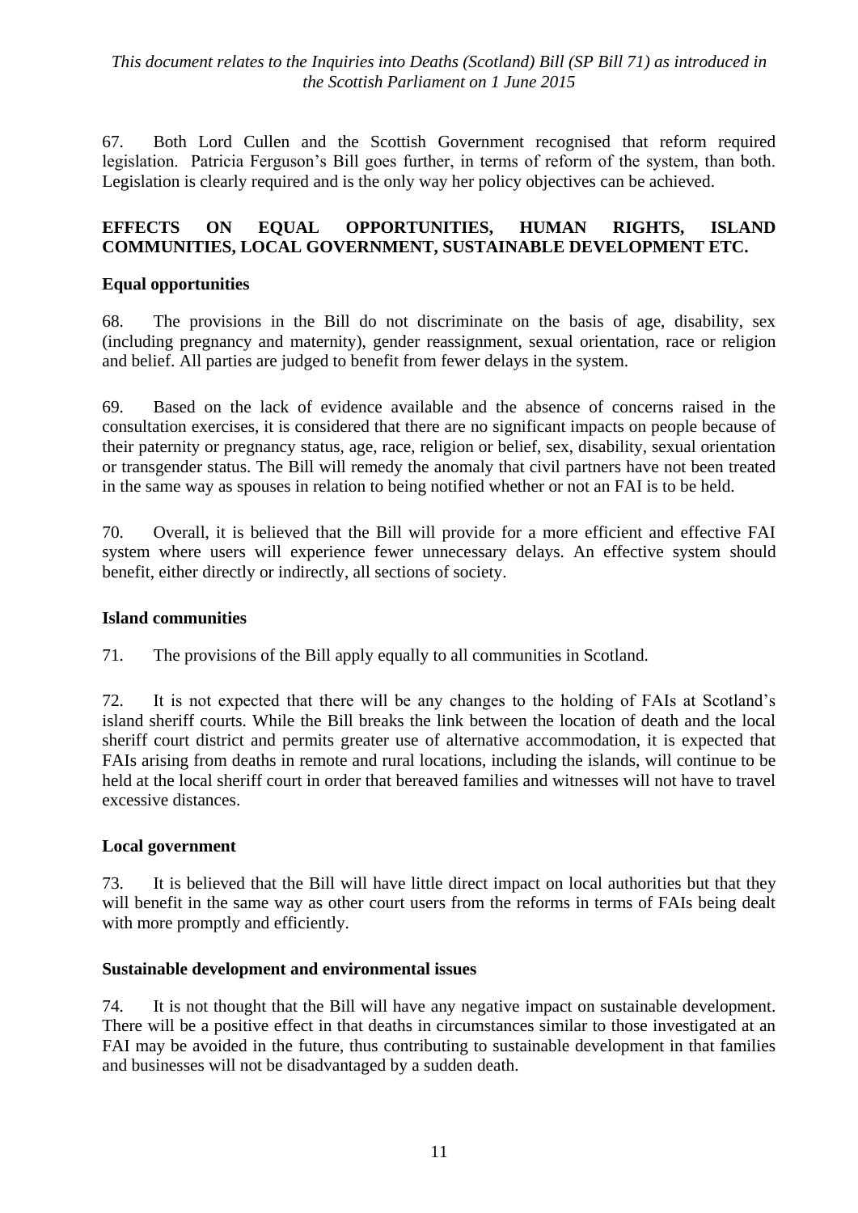67. Both Lord Cullen and the Scottish Government recognised that reform required legislation. Patricia Ferguson's Bill goes further, in terms of reform of the system, than both. Legislation is clearly required and is the only way her policy objectives can be achieved.

## EFFECTS ON EQUAL OPPORTUNITIES, HUMAN RIGHTS, ISLAND COMMUNITIES, LOCAL GOVERNMENT, SUSTAINABLE DEVELOPMENT ETC.

### Equal opportunities

68. The provisions in the Bill do not discriminate on the basis of age, disability, sex (including pregnancy and maternity), gender reassignment, sexual orientation, race or religion and belief. All parties are judged to benefit from fewer delays in the system.

69. Based on the lack of evidence available and the absence of concerns raised in the consultation exercises, it is considered that there are no significant impacts on people because of their paternity or pregnancy status, age, race, religion or belief, sex, disability, sexual orientation or transgender status. The Bill will remedy the anomaly that civil partners have not been treated in the same way as spouses in relation to being notified whether or not an FAI is to be held.

70. Overall, it is believed that the Bill will provide for a more efficient and effective FAI system where users will experience fewer unnecessary delays. An effective system should benefit, either directly or indirectly, all sections of society.

### Island communities

71. The provisions of the Bill apply equally to all communities in Scotland.

72. It is not expected that there will be any changes to the holding of FAIs at Scotland's island sheriff courts. While the Bill breaks the link between the location of death and the local sheriff court district and permits greater use of alternative accommodation, it is expected that FAIs arising from deaths in remote and rural locations, including the islands, will continue to be held at the local sheriff court in order that bereaved families and witnesses will not have to travel excessive distances.

### Local government

73. It is believed that the Bill will have little direct impact on local authorities but that they will benefit in the same way as other court users from the reforms in terms of FAIs being dealt with more promptly and efficiently.

### Sustainable development and environmental issues

74. It is not thought that the Bill will have any negative impact on sustainable development. There will be a positive effect in that deaths in circumstances similar to those investigated at an FAI may be avoided in the future, thus contributing to sustainable development in that families and businesses will not be disadvantaged by a sudden death.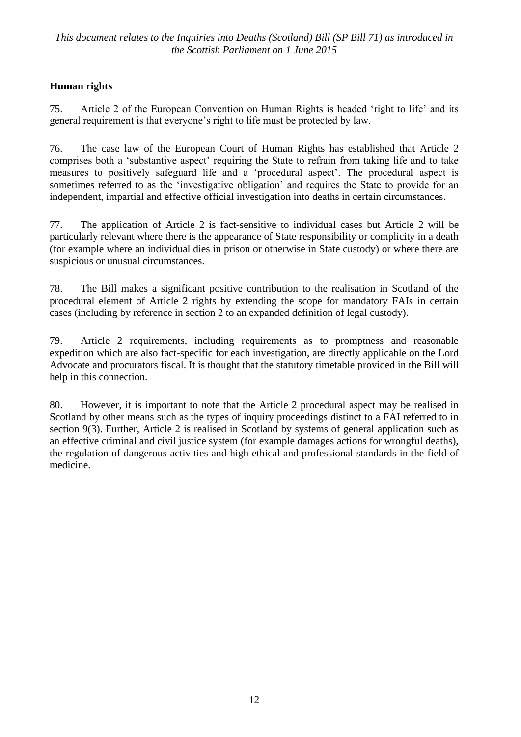## Human rights

75. Article 2 of the European Convention on Human Rights is headed 'right to life' and its general requirement is that everyone's right to life must be protected by law.

76. The case law of the European Court of Human Rights has established that Article 2 comprises both a 'substantive aspect' requiring the State to refrain from taking life and to take measures to positively safeguard life and a 'procedural aspect'. The procedural aspect is sometimes referred to as the 'investigative obligation' and requires the State to provide for an independent, impartial and effective official investigation into deaths in certain circumstances.

77. The application of Article 2 is fact-sensitive to individual cases but Article 2 will be particularly relevant where there is the appearance of State responsibility or complicity in a death (for example where an individual dies in prison or otherwise in State custody) or where there are suspicious or unusual circumstances.

78. The Bill makes a significant positive contribution to the realisation in Scotland of the procedural element of Article 2 rights by extending the scope for mandatory FAIs in certain cases (including by reference in section 2 to an expanded definition of legal custody).

79. Article 2 requirements, including requirements as to promptness and reasonable expedition which are also fact-specific for each investigation, are directly applicable on the Lord Advocate and procurators fiscal. It is thought that the statutory timetable provided in the Bill will help in this connection.

80. However, it is important to note that the Article 2 procedural aspect may be realised in Scotland by other means such as the types of inquiry proceedings distinct to a FAI referred to in section 9(3). Further, Article 2 is realised in Scotland by systems of general application such as an effective criminal and civil justice system (for example damages actions for wrongful deaths), the regulation of dangerous activities and high ethical and professional standards in the field of medicine.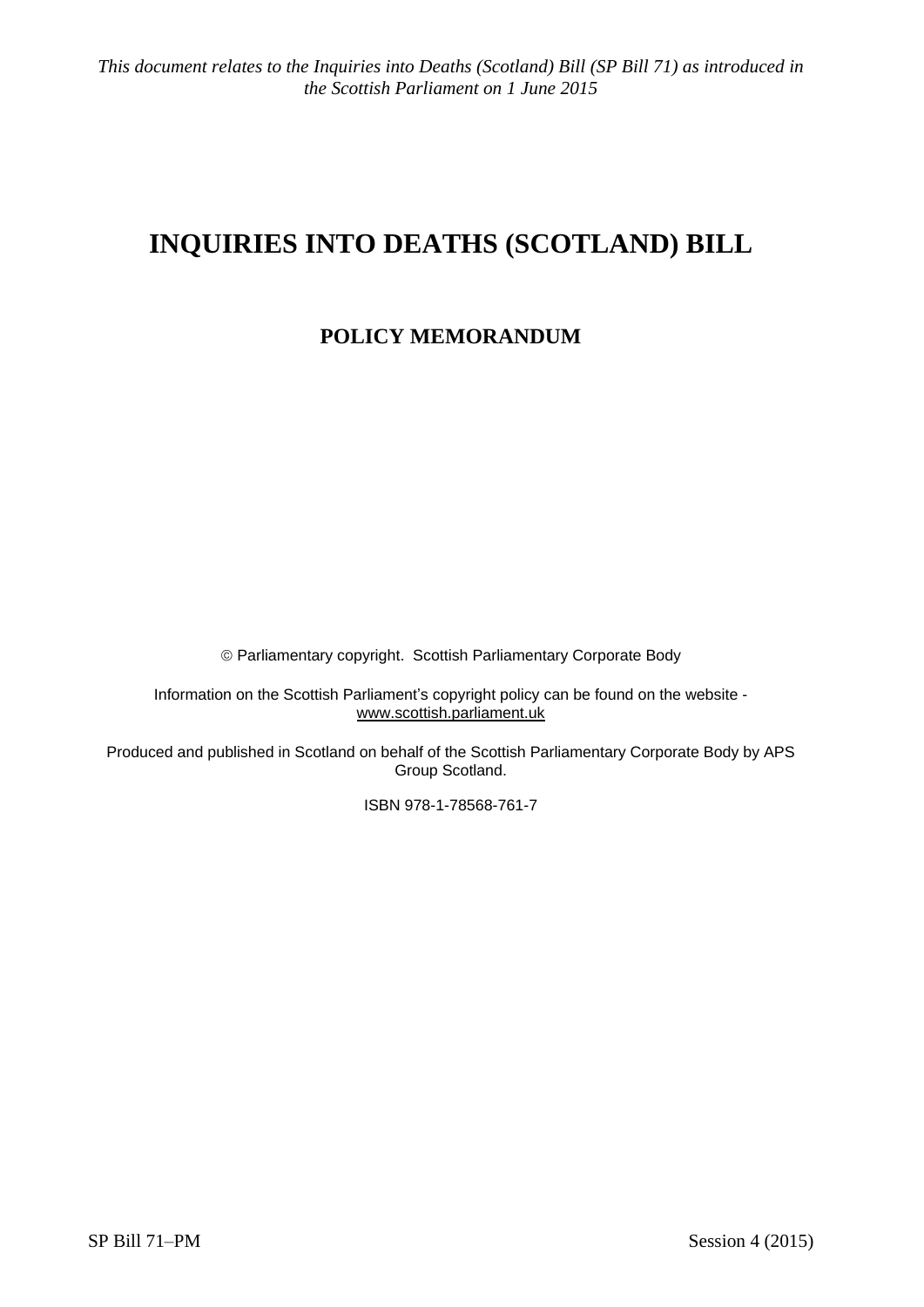*This document relates to the Inquiries into Deaths (Scotland) Bill (SP Bill 71) as introduced in the Scottish Parliament on 1 June 2015*

# INQUIRIES INTO DEATHS (SCOTLAND) BILL

## POLICY MEMORANDUM

© Parliamentary copyright. Scottish Parliamentary Corporate Body

Information on the Scottish Parliament's copyright policy can be found on the website - www.scottish.parliament.uk

Produced and published in Scotland on behalf of the Scottish Parliamentary Corporate Body by APS Group Scotland.

ISBN 978-1-78568-761-7

SP Bill 71–PM Session 4 (2015)